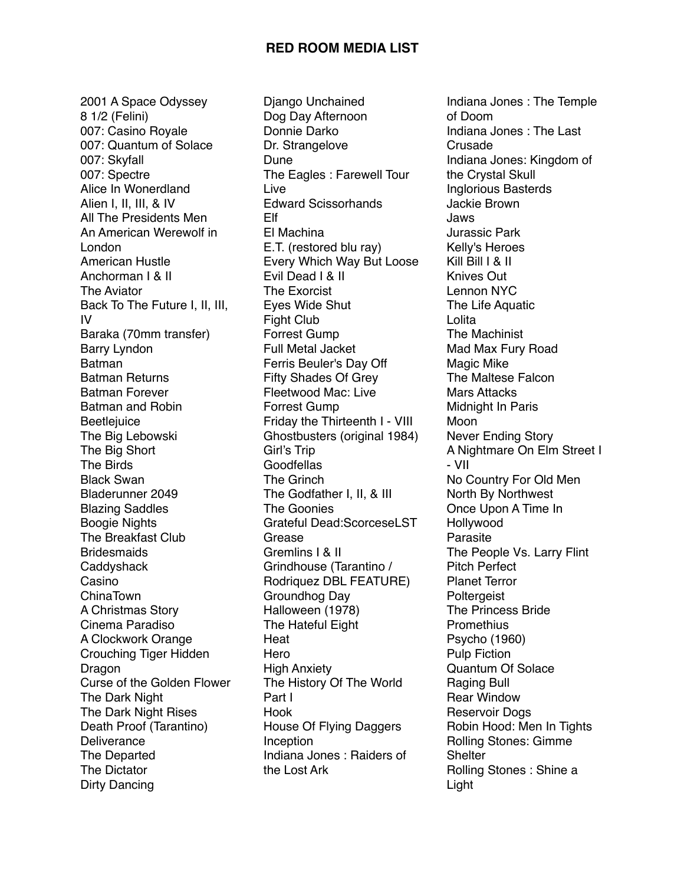# RED ROOM MEDIA LIST

2001 A Space Odyssey
8 1/2 (Felini)
007: Casino Royale
007: Quantum of Solace
007: Skyfall
007: Spectre
Alice In Wonerdland
Alien I, II, III, & IV
All The Presidents Men
An American Werewolf in London
American Hustle
Anchorman I & II
The Aviator
Back To The Future I, II, III, IV
Baraka (70mm transfer)
Barry Lyndon
Batman
Batman Returns
Batman Forever
Batman and Robin
Beetlejuice
The Big Lebowski
The Big Short
The Birds
Black Swan
Bladerunner 2049
Blazing Saddles
Boogie Nights
The Breakfast Club
Bridesmaids
Caddyshack
Casino
ChinaTown
A Christmas Story
Cinema Paradiso
A Clockwork Orange
Crouching Tiger Hidden Dragon
Curse of the Golden Flower
The Dark Night
The Dark Night Rises
Death Proof (Tarantino)
Deliverance
The Departed
The Dictator
Dirty Dancing
Django Unchained
Dog Day Afternoon
Donnie Darko
Dr. Strangelove
Dune
The Eagles : Farewell Tour Live
Edward Scissorhands
Elf
El Machina
E.T. (restored blu ray)
Every Which Way But Loose
Evil Dead I & II
The Exorcist
Eyes Wide Shut
Fight Club
Forrest Gump
Full Metal Jacket
Ferris Beuler's Day Off
Fifty Shades Of Grey
Fleetwood Mac: Live
Forrest Gump
Friday the Thirteenth I - VIII
Ghostbusters (original 1984)
Girl's Trip
Goodfellas
The Grinch
The Godfather I, II, & III
The Goonies
Grateful Dead:ScorceseLST
Grease
Gremlins I & II
Grindhouse (Tarantino / Rodriquez DBL FEATURE)
Groundhog Day
Halloween (1978)
The Hateful Eight
Heat
Hero
High Anxiety
The History Of The World Part I
Hook
House Of Flying Daggers
Inception
Indiana Jones : Raiders of the Lost Ark
Indiana Jones : The Temple of Doom
Indiana Jones : The Last Crusade
Indiana Jones: Kingdom of the Crystal Skull
Inglorious Basterds
Jackie Brown
Jaws
Jurassic Park
Kelly's Heroes
Kill Bill I & II
Knives Out
Lennon NYC
The Life Aquatic
Lolita
The Machinist
Mad Max Fury Road
Magic Mike
The Maltese Falcon
Mars Attacks
Midnight In Paris
Moon
Never Ending Story
A Nightmare On Elm Street I - VII
No Country For Old Men
North By Northwest
Once Upon A Time In Hollywood
Parasite
The People Vs. Larry Flint
Pitch Perfect
Planet Terror
Poltergeist
The Princess Bride
Promethius
Psycho (1960)
Pulp Fiction
Quantum Of Solace
Raging Bull
Rear Window
Reservoir Dogs
Robin Hood: Men In Tights
Rolling Stones: Gimme Shelter
Rolling Stones : Shine a Light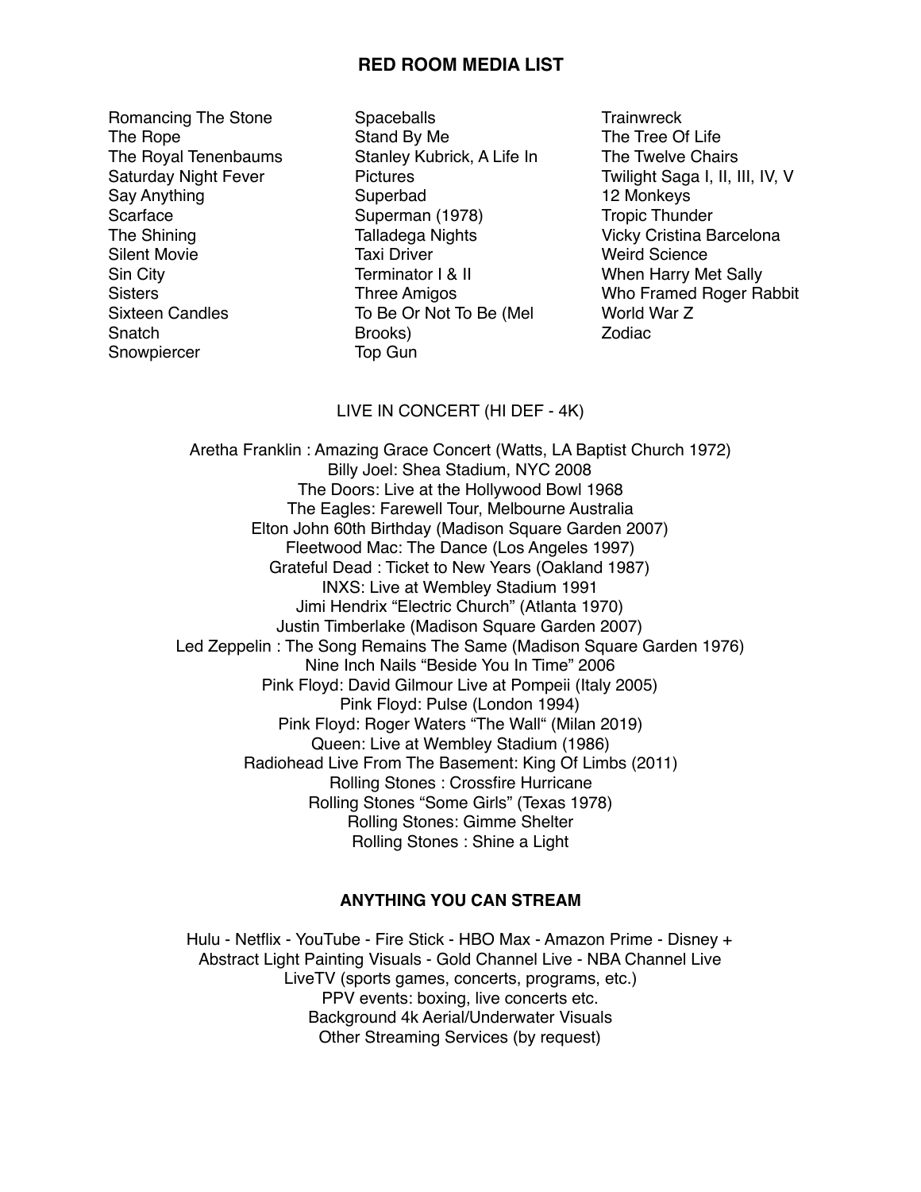# RED ROOM MEDIA LIST

- Romancing The Stone
- The Rope
- The Royal Tenenbaums
- Saturday Night Fever
- Say Anything
- Scarface
- The Shining
- Silent Movie
- Sin City
- Sisters
- Sixteen Candles
- Snatch
- Snowpiercer
- Spaceballs
- Stand By Me
- Stanley Kubrick, A Life In Pictures
- Superbad
- Superman (1978)
- Talladega Nights
- Taxi Driver
- Terminator I & II
- Three Amigos
- To Be Or Not To Be (Mel Brooks)
- Top Gun
- Trainwreck
- The Tree Of Life
- The Twelve Chairs
- Twilight Saga I, II, III, IV, V
- 12 Monkeys
- Tropic Thunder
- Vicky Cristina Barcelona
- Weird Science
- When Harry Met Sally
- Who Framed Roger Rabbit
- World War Z
- Zodiac

## LIVE IN CONCERT (HI DEF - 4K)

Aretha Franklin : Amazing Grace Concert (Watts, LA Baptist Church 1972)
Billy Joel: Shea Stadium, NYC 2008
The Doors: Live at the Hollywood Bowl 1968
The Eagles: Farewell Tour, Melbourne Australia
Elton John 60th Birthday (Madison Square Garden 2007)
Fleetwood Mac: The Dance (Los Angeles 1997)
Grateful Dead : Ticket to New Years (Oakland 1987)
INXS: Live at Wembley Stadium 1991
Jimi Hendrix "Electric Church" (Atlanta 1970)
Justin Timberlake (Madison Square Garden 2007)
Led Zeppelin : The Song Remains The Same (Madison Square Garden 1976)
Nine Inch Nails "Beside You In Time" 2006
Pink Floyd: David Gilmour Live at Pompeii (Italy 2005)
Pink Floyd: Pulse (London 1994)
Pink Floyd: Roger Waters "The Wall" (Milan 2019)
Queen: Live at Wembley Stadium (1986)
Radiohead Live From The Basement: King Of Limbs (2011)
Rolling Stones : Crossfire Hurricane
Rolling Stones "Some Girls" (Texas 1978)
Rolling Stones: Gimme Shelter
Rolling Stones : Shine a Light

## ANYTHING YOU CAN STREAM

Hulu - Netflix - YouTube - Fire Stick - HBO Max - Amazon Prime - Disney +
Abstract Light Painting Visuals - Gold Channel Live - NBA Channel Live
LiveTV (sports games, concerts, programs, etc.)
PPV events: boxing, live concerts etc.
Background 4k Aerial/Underwater Visuals
Other Streaming Services (by request)